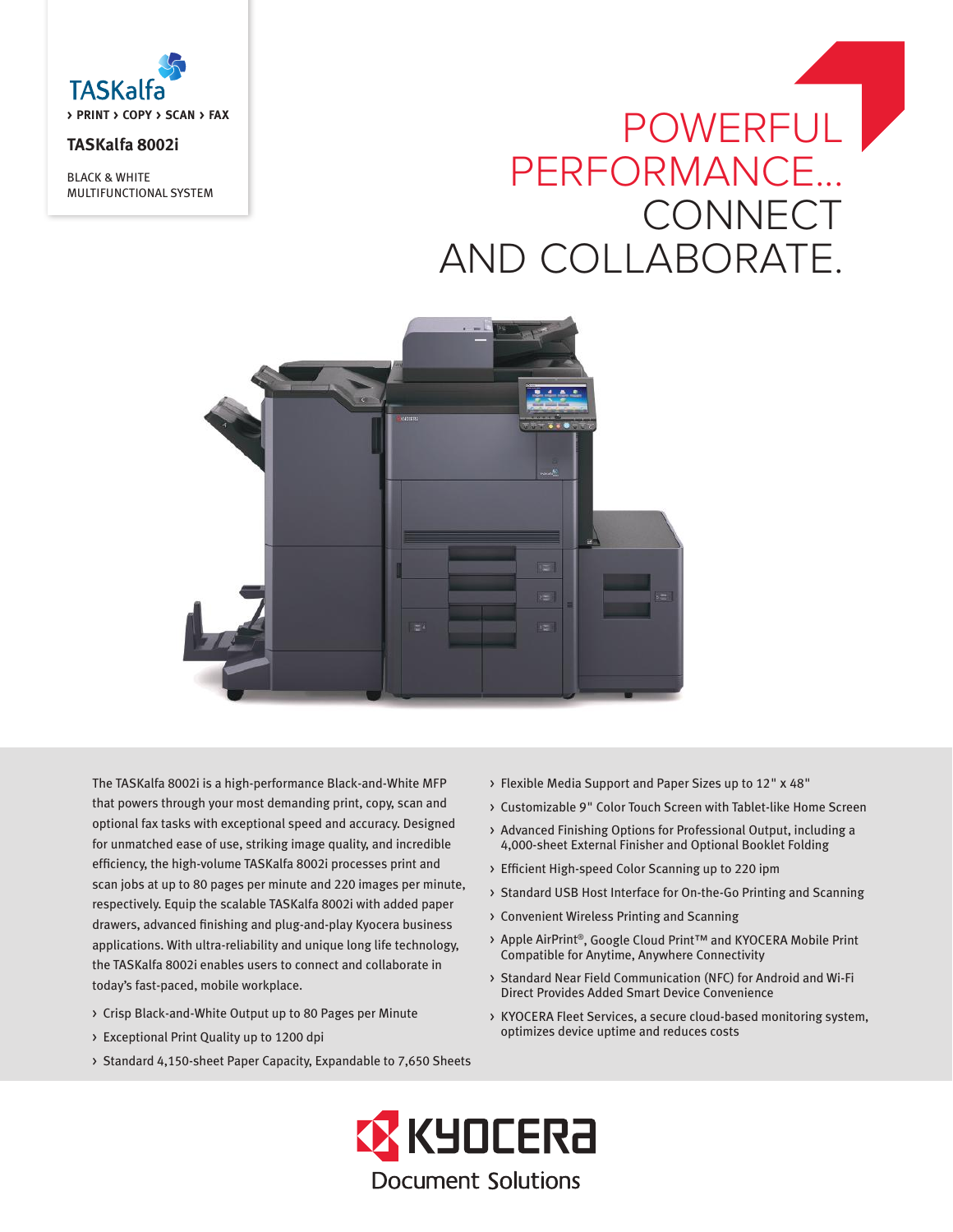TASKalfa

› PRINT › COPY › SCAN › FAX

## TASKalfa 8002i

BLACK & WHITE
MULTIFUNCTIONAL SYSTEM

# POWERFUL PERFORMANCE... CONNECT AND COLLABORATE.

The TASKalfa 8002i is a high-performance Black-and-White MFP that powers through your most demanding print, copy, scan and optional fax tasks with exceptional speed and accuracy. Designed for unmatched ease of use, striking image quality, and incredible efficiency, the high-volume TASKalfa 8002i processes print and scan jobs at up to 80 pages per minute and 220 images per minute, respectively. Equip the scalable TASKalfa 8002i with added paper drawers, advanced finishing and plug-and-play Kyocera business applications. With ultra-reliability and unique long life technology, the TASKalfa 8002i enables users to connect and collaborate in today's fast-paced, mobile workplace.

- Crisp Black-and-White Output up to 80 Pages per Minute
- Exceptional Print Quality up to 1200 dpi
- Standard 4,150-sheet Paper Capacity, Expandable to 7,650 Sheets
- Flexible Media Support and Paper Sizes up to 12" x 48"
- Customizable 9" Color Touch Screen with Tablet-like Home Screen
- Advanced Finishing Options for Professional Output, including a 4,000-sheet External Finisher and Optional Booklet Folding
- Efficient High-speed Color Scanning up to 220 ipm
- Standard USB Host Interface for On-the-Go Printing and Scanning
- Convenient Wireless Printing and Scanning
- Apple AirPrint®, Google Cloud Print™ and KYOCERA Mobile Print Compatible for Anytime, Anywhere Connectivity
- Standard Near Field Communication (NFC) for Android and Wi-Fi Direct Provides Added Smart Device Convenience
- KYOCERA Fleet Services, a secure cloud-based monitoring system, optimizes device uptime and reduces costs

KYOCERA
Document Solutions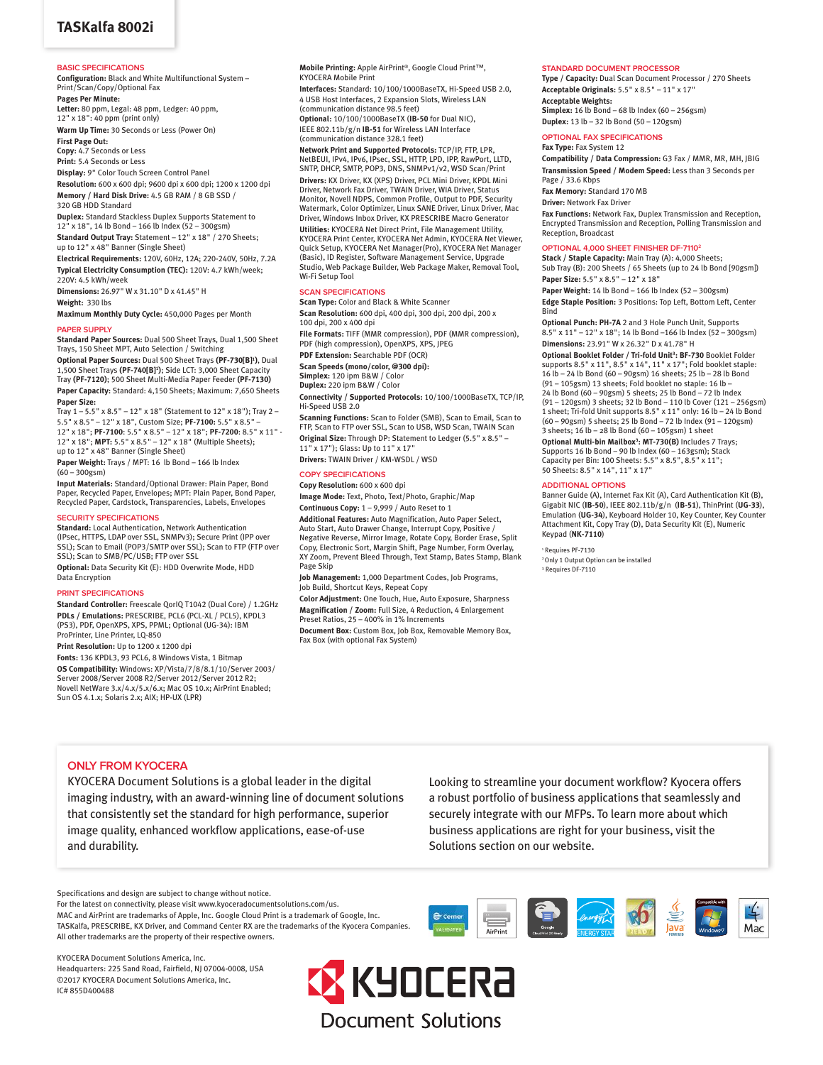# TASKalfa 8002i

## BASIC SPECIFICATIONS

**Configuration:** Black and White Multifunctional System – Print/Scan/Copy/Optional Fax

**Pages Per Minute:**
**Letter:** 80 ppm, Legal: 48 ppm, Ledger: 40 ppm, 12" x 18": 40 ppm (print only)

**Warm Up Time:** 30 Seconds or Less (Power On)

**First Page Out:**
**Copy:** 4.7 Seconds or Less
**Print:** 5.4 Seconds or Less

**Display:** 9" Color Touch Screen Control Panel

**Resolution:** 600 x 600 dpi; 9600 dpi x 600 dpi; 1200 x 1200 dpi

**Memory / Hard Disk Drive:** 4.5 GB RAM / 8 GB SSD / 320 GB HDD Standard

**Duplex:** Standard Stackless Duplex Supports Statement to 12" x 18", 14 lb Bond – 166 lb Index (52 – 300gsm)

**Standard Output Tray:** Statement – 12" x 18" / 270 Sheets; up to 12" x 48" Banner (Single Sheet)

**Electrical Requirements:** 120V, 60Hz, 12A; 220-240V, 50Hz, 7.2A

**Typical Electricity Consumption (TEC):** 120V: 4.7 kWh/week; 220V: 4.5 kWh/week

**Dimensions:** 26.97" W x 31.10" D x 41.45" H

**Weight:** 330 lbs

**Maximum Monthly Duty Cycle:** 450,000 Pages per Month

## PAPER SUPPLY

**Standard Paper Sources:** Dual 500 Sheet Trays, Dual 1,500 Sheet Trays, 150 Sheet MPT, Auto Selection / Switching

**Optional Paper Sources:** Dual 500 Sheet Trays **(PF-730[B][1])**, Dual 1,500 Sheet Trays **(PF-740[B][1])**; Side LCT: 3,000 Sheet Capacity Tray **(PF-7120)**; 500 Sheet Multi-Media Paper Feeder **(PF-7130)**

**Paper Capacity:** Standard: 4,150 Sheets; Maximum: 7,650 Sheets

**Paper Size:**
Tray 1 – 5.5" x 8.5" – 12" x 18" (Statement to 12" x 18"); Tray 2 – 5.5" x 8.5" – 12" x 18", Custom Size; **PF-7100:** 5.5" x 8.5" – 12" x 18"; **PF-7100:** 5.5" x 8.5" – 12" x 18"; **PF-7200:** 8.5" x 11" - 12" x 18"; **MPT:** 5.5" x 8.5" – 12" x 18" (Multiple Sheets); up to 12" x 48" Banner (Single Sheet)

**Paper Weight:** Trays / MPT: 16 lb Bond – 166 lb Index (60 – 300gsm)

**Input Materials:** Standard/Optional Drawer: Plain Paper, Bond Paper, Recycled Paper, Envelopes; MPT: Plain Paper, Bond Paper, Recycled Paper, Cardstock, Transparencies, Labels, Envelopes

## SECURITY SPECIFICATIONS

**Standard:** Local Authentication, Network Authentication (IPsec, HTTPS, LDAP over SSL, SNMPv3); Secure Print (IPP over SSL); Scan to Email (POP3/SMTP over SSL); Scan to FTP (FTP over SSL); Scan to SMB/PC/USB; FTP over SSL

**Optional:** Data Security Kit (E): HDD Overwrite Mode, HDD Data Encryption

## PRINT SPECIFICATIONS

**Standard Controller:** Freescale QorIQ T1042 (Dual Core) / 1.2GHz

**PDLs / Emulations:** PRESCRIBE, PCL6 (PCL-XL / PCL5), KPDL3 (PS3), PDF, OpenXPS, XPS, PPML; Optional (UG-34): IBM ProPrinter, Line Printer, LQ-850

**Print Resolution:** Up to 1200 x 1200 dpi

**Fonts:** 136 KPDL3, 93 PCL6, 8 Windows Vista, 1 Bitmap

**OS Compatibility:** Windows: XP/Vista/7/8/8.1/10/Server 2003/Server 2008 R2/Server 2012/Server 2012 R2; Novell NetWare 3.x/4.x/5.x/6.x; Mac OS 10.x; AirPrint Enabled; Sun OS 4.1.x; Solaris 2.x; AIX; HP-UX (LPR)

**Mobile Printing:** Apple AirPrint®, Google Cloud Print™, KYOCERA Mobile Print

**Interfaces:** Standard: 10/100/1000BaseTX, Hi-Speed USB 2.0, 4 USB Host Interfaces, 2 Expansion Slots, Wireless LAN (communication distance 98.5 feet)
**Optional:** 10/100/1000BaseTX (**IB-50** for Dual NIC), IEEE 802.11b/g/n **IB-51** for Wireless LAN Interface (communication distance 328.1 feet)

**Network Print and Supported Protocols:** TCP/IP, FTP, LPR, NetBEUI, IPv4, IPv6, IPSec, SSL, HTTP, LPD, IPP, RawPort, LLTD, SNTP, DHCP, SMTP, POP3, DNS, SNMPv1/v2, WSD Scan/Print

**Drivers:** KX Driver, KX (XPS) Driver, PCL Mini Driver, KPDL Mini Driver, Network Fax Driver, TWAIN Driver, WIA Driver, Status Monitor, Novell NDPS, Common Profile, Output to PDF, Security Watermark, Color Optimizer, Linux SANE Driver, Linux Driver, Mac Driver, Windows Inbox Driver, KX PRESCRIBE Macro Generator

**Utilities:** KYOCERA Net Direct Print, File Management Utility, KYOCERA Print Center, KYOCERA Net Admin, KYOCERA Net Viewer, Quick Setup, KYOCERA Net Manager(Pro), KYOCERA Net Manager (Basic), ID Register, Software Management Service, Upgrade Studio, Web Package Builder, Web Package Maker, Removal Tool, Wi-Fi Setup Tool

## SCAN SPECIFICATIONS

**Scan Type:** Color and Black & White Scanner

**Scan Resolution:** 600 dpi, 400 dpi, 300 dpi, 200 dpi, 200 x 100 dpi, 200 x 400 dpi

**File Formats:** TIFF (MMR compression), PDF (MMR compression), PDF (high compression), OpenXPS, XPS, JPEG

**PDF Extension:** Searchable PDF (OCR)

**Scan Speeds (mono/color, @300 dpi):**
**Simplex:** 120 ipm B&W / Color
**Duplex:** 220 ipm B&W / Color

**Connectivity / Supported Protocols:** 10/100/1000BaseTX, TCP/IP, Hi-Speed USB 2.0

**Scanning Functions:** Scan to Folder (SMB), Scan to Email, Scan to FTP, Scan to FTP over SSL, Scan to USB, WSD Scan, TWAIN Scan

**Original Size:** Through DP: Statement to Ledger (5.5" x 8.5" – 11" x 17"); Glass: Up to 11" x 17"

**Drivers:** TWAIN Driver / KM-WSDL / WSD

## COPY SPECIFICATIONS

**Copy Resolution:** 600 x 600 dpi

**Image Mode:** Text, Photo, Text/Photo, Graphic/Map

**Continuous Copy:** 1 – 9,999 / Auto Reset to 1

**Additional Features:** Auto Magnification, Auto Paper Select, Auto Start, Auto Drawer Change, Interrupt Copy, Positive / Negative Reverse, Mirror Image, Rotate Copy, Border Erase, Split Copy, Electronic Sort, Margin Shift, Page Number, Form Overlay, XY Zoom, Prevent Bleed Through, Text Stamp, Bates Stamp, Blank Page Skip

**Job Management:** 1,000 Department Codes, Job Programs, Job Build, Shortcut Keys, Repeat Copy

**Color Adjustment:** One Touch, Hue, Auto Exposure, Sharpness

**Magnification / Zoom:** Full Size, 4 Reduction, 4 Enlargement Preset Ratios, 25 – 400% in 1% Increments

**Document Box:** Custom Box, Job Box, Removable Memory Box, Fax Box (with optional Fax System)

## STANDARD DOCUMENT PROCESSOR

**Type / Capacity:** Dual Scan Document Processor / 270 Sheets

**Acceptable Originals:** 5.5" x 8.5" – 11" x 17"

**Acceptable Weights:**
**Simplex:** 16 lb Bond – 68 lb Index (60 – 256gsm)
**Duplex:** 13 lb – 32 lb Bond (50 – 120gsm)

## OPTIONAL FAX SPECIFICATIONS

**Fax Type:** Fax System 12

**Compatibility / Data Compression:** G3 Fax / MMR, MR, MH, JBIG

**Transmission Speed / Modem Speed:** Less than 3 Seconds per Page / 33.6 Kbps

**Fax Memory:** Standard 170 MB

**Driver:** Network Fax Driver

**Fax Functions:** Network Fax, Duplex Transmission and Reception, Encrypted Transmission and Reception, Polling Transmission and Reception, Broadcast

## OPTIONAL 4,000 SHEET FINISHER DF-7110[2]

**Stack / Staple Capacity:** Main Tray (A): 4,000 Sheets; Sub Tray (B): 200 Sheets / 65 Sheets (up to 24 lb Bond [90gsm])

**Paper Size:** 5.5" x 8.5" – 12" x 18"

**Paper Weight:** 14 lb Bond – 166 lb Index (52 – 300gsm)

**Edge Staple Position:** 3 Positions: Top Left, Bottom Left, Center Bind

**Optional Punch: PH-7A** 2 and 3 Hole Punch Unit, Supports 8.5" x 11" – 12" x 18"; 14 lb Bond –166 lb Index (52 – 300gsm)

**Dimensions:** 23.91" W x 26.32" D x 41.78" H

**Optional Booklet Folder / Tri-fold Unit[3]: BF-730** Booklet Folder supports 8.5" x 11", 8.5" x 14", 11" x 17"; Fold booklet staple: 16 lb – 24 lb Bond (60 – 90gsm) 16 sheets; 25 lb – 28 lb Bond (91 – 105gsm) 13 sheets; Fold booklet no staple: 16 lb – 24 lb Bond (60 – 90gsm) 5 sheets; 25 lb – 72 lb Index (91 – 120gsm) 3 sheets; 32 lb Bond – 110 lb Cover (121 – 256gsm) 1 sheet; Tri-fold Unit supports 8.5" x 11" only: 16 lb – 24 lb Bond (60 – 90gsm) 5 sheets; 25 lb Bond – 72 lb Index (91 – 120gsm) 3 sheets; 16 lb – 28 lb Bond (60 – 105gsm) 1 sheet

**Optional Multi-bin Mailbox[3]: MT-730(B)** Includes 7 Trays; Supports 16 lb Bond – 90 lb Index (60 – 163gsm); Stack Capacity per Bin: 100 Sheets: 5.5" x 8.5", 8.5" x 11"; 50 Sheets: 8.5" x 14", 11" x 17"

## ADDITIONAL OPTIONS

Banner Guide (A), Internet Fax Kit (A), Card Authentication Kit (B), Gigabit NIC (**IB-50**), IEEE 802.11b/g/n (**IB-51**), ThinPrint (**UG-33**), Emulation (**UG-34**), Keyboard Holder 10, Key Counter, Key Counter Attachment Kit, Copy Tray (D), Data Security Kit (E), Numeric Keypad (**NK-7110**)

[1] Requires PF-7130
[2] Only 1 Output Option can be installed
[3] Requires DF-7110

## ONLY FROM KYOCERA

KYOCERA Document Solutions is a global leader in the digital imaging industry, with an award-winning line of document solutions that consistently set the standard for high performance, superior image quality, enhanced workflow applications, ease-of-use and durability.

Looking to streamline your document workflow? Kyocera offers a robust portfolio of business applications that seamlessly and securely integrate with our MFPs. To learn more about which business applications are right for your business, visit the Solutions section on our website.

Specifications and design are subject to change without notice.
For the latest on connectivity, please visit www.kyoceradocumentsolutions.com/us.
MAC and AirPrint are trademarks of Apple, Inc. Google Cloud Print is a trademark of Google, Inc.
TASKalfa, PRESCRIBE, KX Driver, and Command Center RX are the trademarks of the Kyocera Companies.
All other trademarks are the property of their respective owners.

KYOCERA Document Solutions America, Inc.
Headquarters: 225 Sand Road, Fairfield, NJ 07004-0008, USA
©2017 KYOCERA Document Solutions America, Inc.
IC# 855D400488

KYOCERA Document Solutions